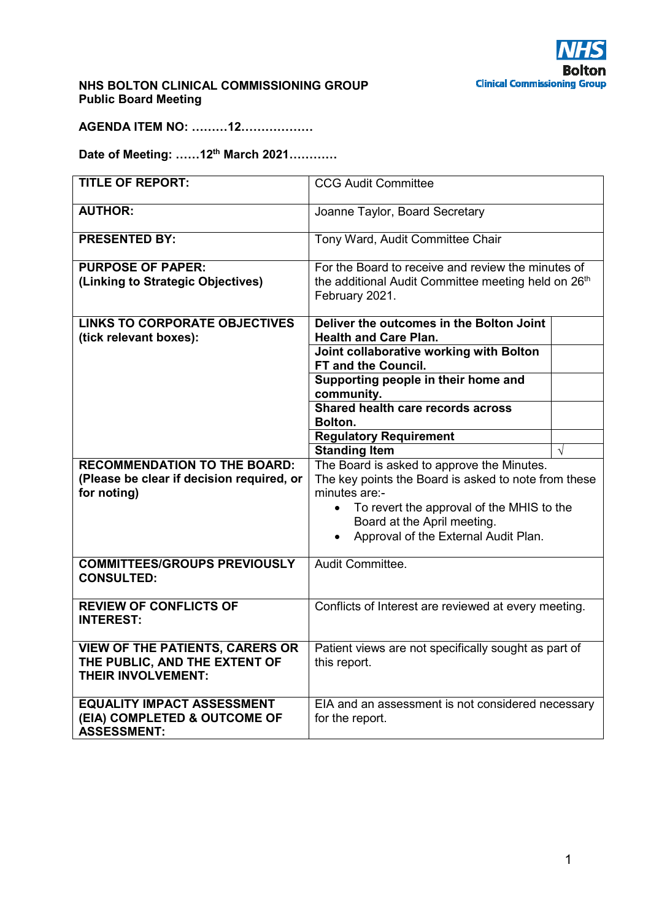**NHS BOLTON CLINICAL COMMISSIONING GROUP**
**Public Board Meeting**

**AGENDA ITEM NO: ………12………………**

**Date of Meeting: ……12th March 2021…………**

| | | |
|---|---|---|
| **TITLE OF REPORT:** | CCG Audit Committee | |
| **AUTHOR:** | Joanne Taylor, Board Secretary | |
| **PRESENTED BY:** | Tony Ward, Audit Committee Chair | |
| **PURPOSE OF PAPER: (Linking to Strategic Objectives)** | For the Board to receive and review the minutes of the additional Audit Committee meeting held on 26th February 2021. | |
| **LINKS TO CORPORATE OBJECTIVES (tick relevant boxes):** | **Deliver the outcomes in the Bolton Joint Health and Care Plan.** | |
| | **Joint collaborative working with Bolton FT and the Council.** | |
| | **Supporting people in their home and community.** | |
| | **Shared health care records across Bolton.** | |
| | **Regulatory Requirement** | |
| | **Standing Item** | √ |
| **RECOMMENDATION TO THE BOARD: (Please be clear if decision required, or for noting)** | The Board is asked to approve the Minutes. The key points the Board is asked to note from these minutes are:- <ul><li>To revert the approval of the MHIS to the Board at the April meeting.</li><li>Approval of the External Audit Plan.</li></ul> | |
| **COMMITTEES/GROUPS PREVIOUSLY CONSULTED:** | Audit Committee. | |
| **REVIEW OF CONFLICTS OF INTEREST:** | Conflicts of Interest are reviewed at every meeting. | |
| **VIEW OF THE PATIENTS, CARERS OR THE PUBLIC, AND THE EXTENT OF THEIR INVOLVEMENT:** | Patient views are not specifically sought as part of this report. | |
| **EQUALITY IMPACT ASSESSMENT (EIA) COMPLETED & OUTCOME OF ASSESSMENT:** | EIA and an assessment is not considered necessary for the report. | |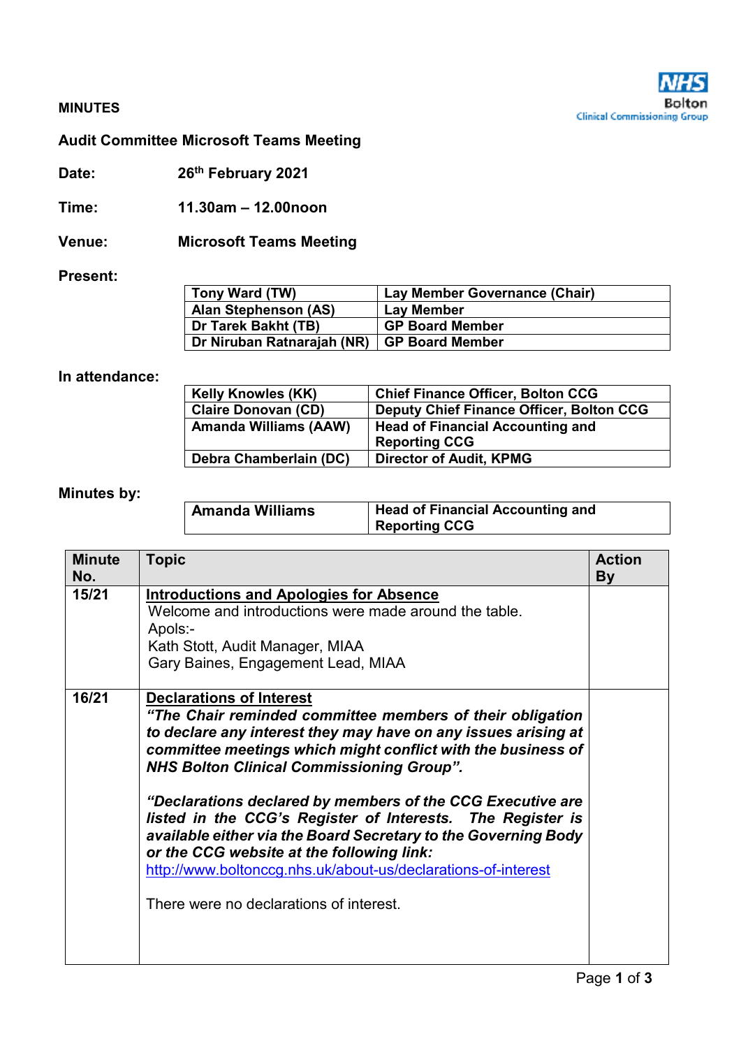**MINUTES**

**Audit Committee Microsoft Teams Meeting**

**Date:** 26th February 2021

**Time:** 11.30am – 12.00noon

**Venue:** Microsoft Teams Meeting

**Present:**

| | |
|---|---|
| **Tony Ward (TW)** | **Lay Member Governance (Chair)** |
| **Alan Stephenson (AS)** | **Lay Member** |
| **Dr Tarek Bakht (TB)** | **GP Board Member** |
| **Dr Niruban Ratnarajah (NR)** | **GP Board Member** |

**In attendance:**

| | |
|---|---|
| **Kelly Knowles (KK)** | **Chief Finance Officer, Bolton CCG** |
| **Claire Donovan (CD)** | **Deputy Chief Finance Officer, Bolton CCG** |
| **Amanda Williams (AAW)** | **Head of Financial Accounting and Reporting CCG** |
| **Debra Chamberlain (DC)** | **Director of Audit, KPMG** |

**Minutes by:**

| | |
|---|---|
| **Amanda Williams** | **Head of Financial Accounting and Reporting CCG** |

| Minute No. | Topic | Action By |
|---|---|---|
| **15/21** | **Introductions and Apologies for Absence**<br>Welcome and introductions were made around the table.<br>Apols:-<br>Kath Stott, Audit Manager, MIAA<br>Gary Baines, Engagement Lead, MIAA | |
| **16/21** | **Declarations of Interest**<br>***"The Chair reminded committee members of their obligation to declare any interest they may have on any issues arising at committee meetings which might conflict with the business of NHS Bolton Clinical Commissioning Group".***<br><br>***"Declarations declared by members of the CCG Executive are listed in the CCG's Register of Interests. The Register is available either via the Board Secretary to the Governing Body or the CCG website at the following link:***<br>http://www.boltonccg.nhs.uk/about-us/declarations-of-interest<br><br>There were no declarations of interest. | |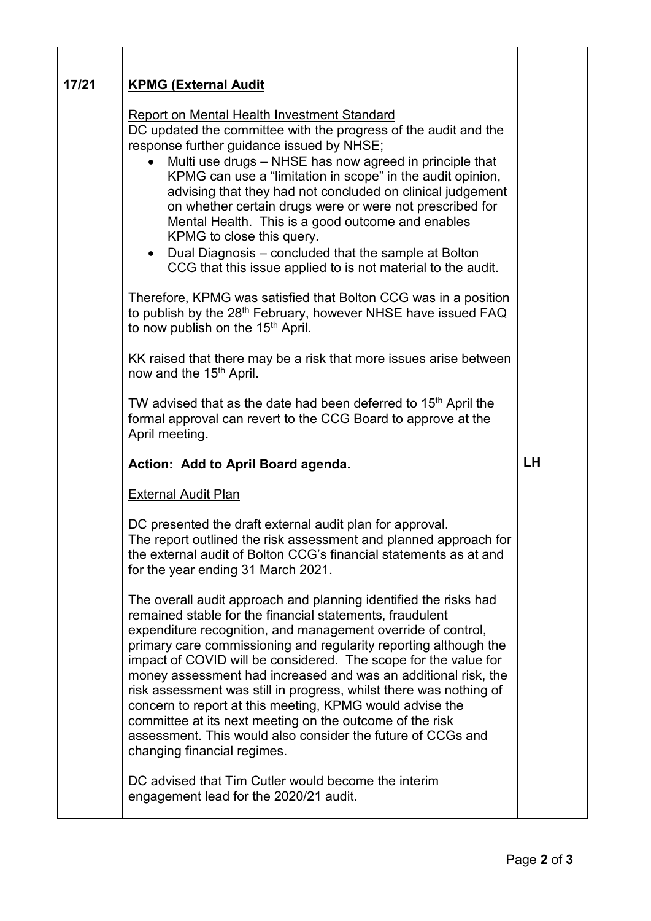| | | |
|---|---|---|
| | | |
| **17/21** | **KPMG (External Audit**<br><br>Report on Mental Health Investment Standard<br>DC updated the committee with the progress of the audit and the response further guidance issued by NHSE;<br>• Multi use drugs – NHSE has now agreed in principle that KPMG can use a "limitation in scope" in the audit opinion, advising that they had not concluded on clinical judgement on whether certain drugs were or were not prescribed for Mental Health. This is a good outcome and enables KPMG to close this query.<br>• Dual Diagnosis – concluded that the sample at Bolton CCG that this issue applied to is not material to the audit.<br><br>Therefore, KPMG was satisfied that Bolton CCG was in a position to publish by the 28th February, however NHSE have issued FAQ to now publish on the 15th April.<br><br>KK raised that there may be a risk that more issues arise between now and the 15th April.<br><br>TW advised that as the date had been deferred to 15th April the formal approval can revert to the CCG Board to approve at the April meeting**.**<br><br>**Action: Add to April Board agenda.**<br><br>External Audit Plan<br><br>DC presented the draft external audit plan for approval.<br>The report outlined the risk assessment and planned approach for the external audit of Bolton CCG's financial statements as at and for the year ending 31 March 2021.<br><br>The overall audit approach and planning identified the risks had remained stable for the financial statements, fraudulent expenditure recognition, and management override of control, primary care commissioning and regularity reporting although the impact of COVID will be considered. The scope for the value for money assessment had increased and was an additional risk, the risk assessment was still in progress, whilst there was nothing of concern to report at this meeting, KPMG would advise the committee at its next meeting on the outcome of the risk assessment. This would also consider the future of CCGs and changing financial regimes.<br><br>DC advised that Tim Cutler would become the interim engagement lead for the 2020/21 audit. | **LH** |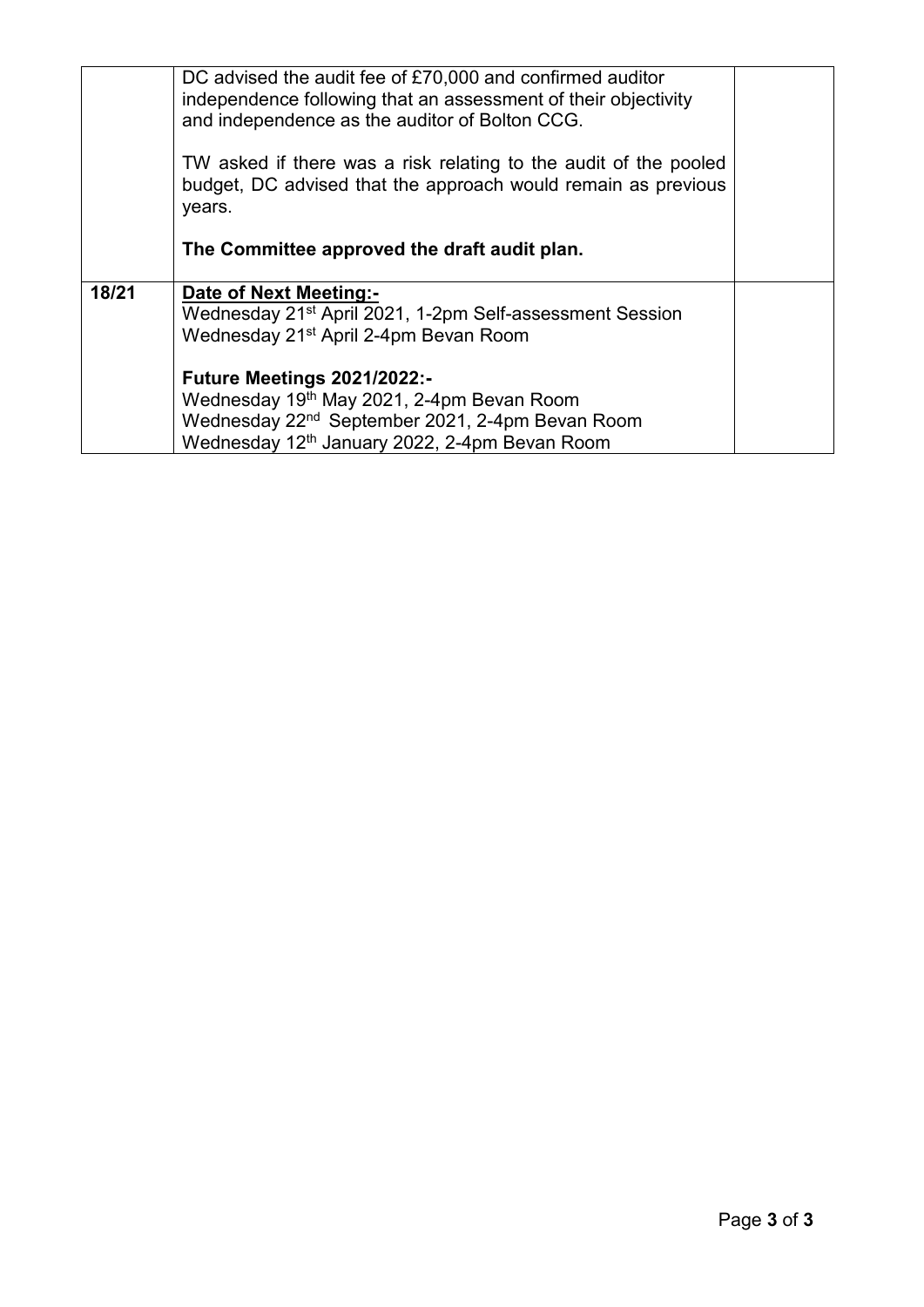| | | |
|---|---|---|
| | DC advised the audit fee of £70,000 and confirmed auditor independence following that an assessment of their objectivity and independence as the auditor of Bolton CCG.<br><br>TW asked if there was a risk relating to the audit of the pooled budget, DC advised that the approach would remain as previous years.<br><br>**The Committee approved the draft audit plan.** | |
| **18/21** | **Date of Next Meeting:-**<br>Wednesday 21st April 2021, 1-2pm Self-assessment Session<br>Wednesday 21st April 2-4pm Bevan Room<br><br>**Future Meetings 2021/2022:-**<br>Wednesday 19th May 2021, 2-4pm Bevan Room<br>Wednesday 22nd September 2021, 2-4pm Bevan Room<br>Wednesday 12th January 2022, 2-4pm Bevan Room | |